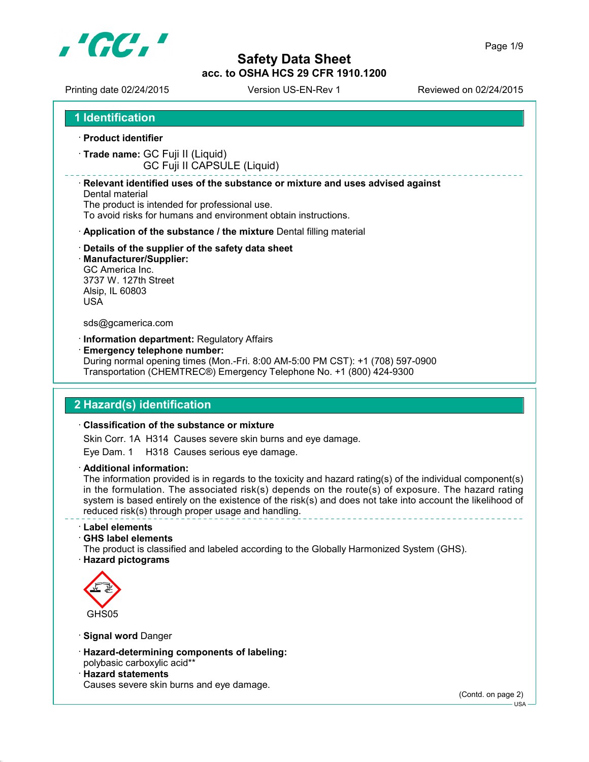# Safety Data Sheet
acc. to OSHA HCS 29 CFR 1910.1200

Printing date 02/24/2015 Version US-EN-Rev 1 Reviewed on 02/24/2015

## 1 Identification

· **Product identifier**

· **Trade name:** GC Fuji II (Liquid)
GC Fuji II CAPSULE (Liquid)

· **Relevant identified uses of the substance or mixture and uses advised against**
Dental material
The product is intended for professional use.
To avoid risks for humans and environment obtain instructions.

· **Application of the substance / the mixture** Dental filling material

· **Details of the supplier of the safety data sheet**
· **Manufacturer/Supplier:**
GC America Inc.
3737 W. 127th Street
Alsip, IL 60803
USA

sds@gcamerica.com

· **Information department:** Regulatory Affairs
· **Emergency telephone number:**
During normal opening times (Mon.-Fri. 8:00 AM-5:00 PM CST): +1 (708) 597-0900
Transportation (CHEMTREC®) Emergency Telephone No. +1 (800) 424-9300

## 2 Hazard(s) identification

· **Classification of the substance or mixture**

Skin Corr. 1A H314 Causes severe skin burns and eye damage.

Eye Dam. 1 H318 Causes serious eye damage.

· **Additional information:**
The information provided is in regards to the toxicity and hazard rating(s) of the individual component(s) in the formulation. The associated risk(s) depends on the route(s) of exposure. The hazard rating system is based entirely on the existence of the risk(s) and does not take into account the likelihood of reduced risk(s) through proper usage and handling.

· **Label elements**
· **GHS label elements**
The product is classified and labeled according to the Globally Harmonized System (GHS).
· **Hazard pictograms**

GHS05

· **Signal word** Danger

· **Hazard-determining components of labeling:**
polybasic carboxylic acid**
· **Hazard statements**
Causes severe skin burns and eye damage.

(Contd. on page 2)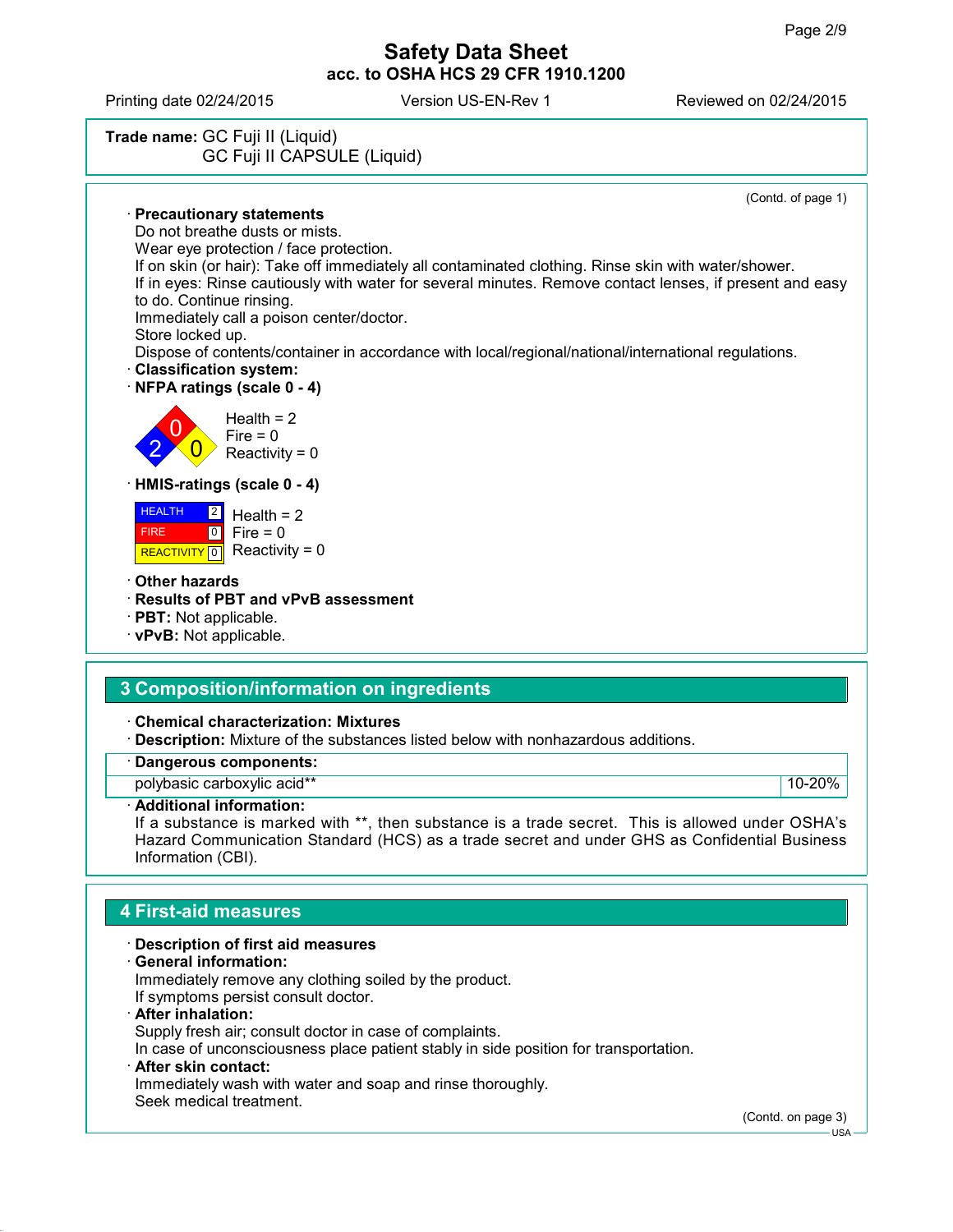**Safety Data Sheet**
**acc. to OSHA HCS 29 CFR 1910.1200**

Printing date 02/24/2015 Version US-EN-Rev 1 Reviewed on 02/24/2015

**Trade name:** GC Fuji II (Liquid)
GC Fuji II CAPSULE (Liquid)

(Contd. of page 1)

· **Precautionary statements**
Do not breathe dusts or mists.
Wear eye protection / face protection.
If on skin (or hair): Take off immediately all contaminated clothing. Rinse skin with water/shower.
If in eyes: Rinse cautiously with water for several minutes. Remove contact lenses, if present and easy to do. Continue rinsing.
Immediately call a poison center/doctor.
Store locked up.
Dispose of contents/container in accordance with local/regional/national/international regulations.

· **Classification system:**
· **NFPA ratings (scale 0 - 4)**

Health = 2
Fire = 0
Reactivity = 0

· **HMIS-ratings (scale 0 - 4)**

| | |
|---|---|
| HEALTH | 2 |
| FIRE | 0 |
| REACTIVITY | 0 |

Health = 2
Fire = 0
Reactivity = 0

· **Other hazards**
· **Results of PBT and vPvB assessment**
· **PBT:** Not applicable.
· **vPvB:** Not applicable.

## 3 Composition/information on ingredients

· **Chemical characterization: Mixtures**
· **Description:** Mixture of the substances listed below with nonhazardous additions.

| · Dangerous components: | |
|---|---|
| polybasic carboxylic acid** | 10-20% |

· **Additional information:**
If a substance is marked with **, then substance is a trade secret. This is allowed under OSHA's Hazard Communication Standard (HCS) as a trade secret and under GHS as Confidential Business Information (CBI).

## 4 First-aid measures

· **Description of first aid measures**
· **General information:**
Immediately remove any clothing soiled by the product.
If symptoms persist consult doctor.
· **After inhalation:**
Supply fresh air; consult doctor in case of complaints.
In case of unconsciousness place patient stably in side position for transportation.
· **After skin contact:**
Immediately wash with water and soap and rinse thoroughly.
Seek medical treatment.

(Contd. on page 3)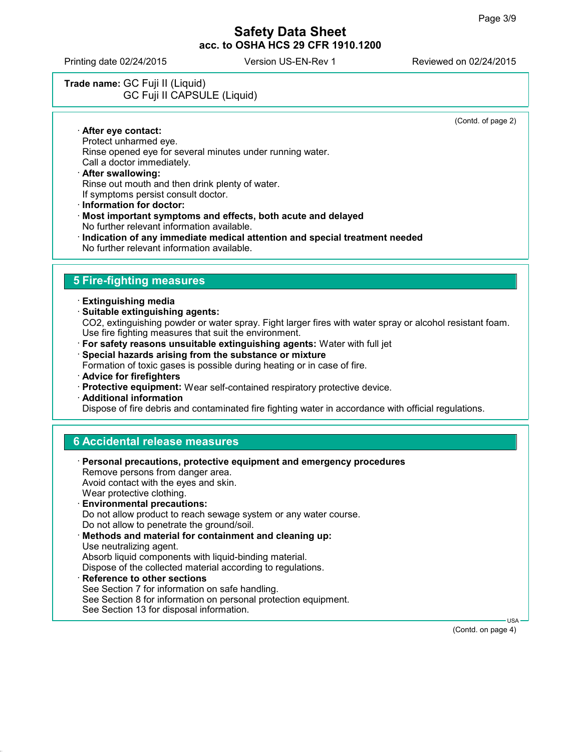**Trade name:** GC Fuji II (Liquid)
GC Fuji II CAPSULE (Liquid)

(Contd. of page 2)

· **After eye contact:**
Protect unharmed eye.
Rinse opened eye for several minutes under running water.
Call a doctor immediately.
· **After swallowing:**
Rinse out mouth and then drink plenty of water.
If symptoms persist consult doctor.
· **Information for doctor:**
· **Most important symptoms and effects, both acute and delayed**
No further relevant information available.
· **Indication of any immediate medical attention and special treatment needed**
No further relevant information available.

## 5 Fire-fighting measures

· **Extinguishing media**
· **Suitable extinguishing agents:**
$CO_2$, extinguishing powder or water spray. Fight larger fires with water spray or alcohol resistant foam.
Use fire fighting measures that suit the environment.
· **For safety reasons unsuitable extinguishing agents:** Water with full jet
· **Special hazards arising from the substance or mixture**
Formation of toxic gases is possible during heating or in case of fire.
· **Advice for firefighters**
· **Protective equipment:** Wear self-contained respiratory protective device.
· **Additional information**
Dispose of fire debris and contaminated fire fighting water in accordance with official regulations.

## 6 Accidental release measures

· **Personal precautions, protective equipment and emergency procedures**
Remove persons from danger area.
Avoid contact with the eyes and skin.
Wear protective clothing.
· **Environmental precautions:**
Do not allow product to reach sewage system or any water course.
Do not allow to penetrate the ground/soil.
· **Methods and material for containment and cleaning up:**
Use neutralizing agent.
Absorb liquid components with liquid-binding material.
Dispose of the collected material according to regulations.
· **Reference to other sections**
See Section 7 for information on safe handling.
See Section 8 for information on personal protection equipment.
See Section 13 for disposal information.

(Contd. on page 4)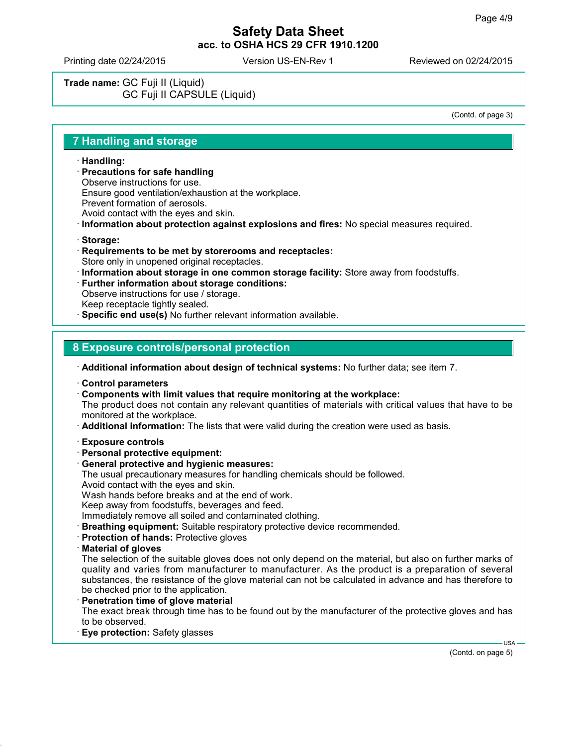**Trade name:** GC Fuji II (Liquid)
GC Fuji II CAPSULE (Liquid)

(Contd. of page 3)

## 7 Handling and storage

· **Handling:**
· **Precautions for safe handling**
Observe instructions for use.
Ensure good ventilation/exhaustion at the workplace.
Prevent formation of aerosols.
Avoid contact with the eyes and skin.
· **Information about protection against explosions and fires:** No special measures required.

· **Storage:**
· **Requirements to be met by storerooms and receptacles:**
Store only in unopened original receptacles.
· **Information about storage in one common storage facility:** Store away from foodstuffs.
· **Further information about storage conditions:**
Observe instructions for use / storage.
Keep receptacle tightly sealed.
· **Specific end use(s)** No further relevant information available.

## 8 Exposure controls/personal protection

· **Additional information about design of technical systems:** No further data; see item 7.

· **Control parameters**
· **Components with limit values that require monitoring at the workplace:**
The product does not contain any relevant quantities of materials with critical values that have to be monitored at the workplace.
· **Additional information:** The lists that were valid during the creation were used as basis.

· **Exposure controls**
· **Personal protective equipment:**
· **General protective and hygienic measures:**
The usual precautionary measures for handling chemicals should be followed.
Avoid contact with the eyes and skin.
Wash hands before breaks and at the end of work.
Keep away from foodstuffs, beverages and feed.
Immediately remove all soiled and contaminated clothing.
· **Breathing equipment:** Suitable respiratory protective device recommended.
· **Protection of hands:** Protective gloves
· **Material of gloves**
The selection of the suitable gloves does not only depend on the material, but also on further marks of quality and varies from manufacturer to manufacturer. As the product is a preparation of several substances, the resistance of the glove material can not be calculated in advance and has therefore to be checked prior to the application.
· **Penetration time of glove material**
The exact break through time has to be found out by the manufacturer of the protective gloves and has to be observed.
· **Eye protection:** Safety glasses

(Contd. on page 5)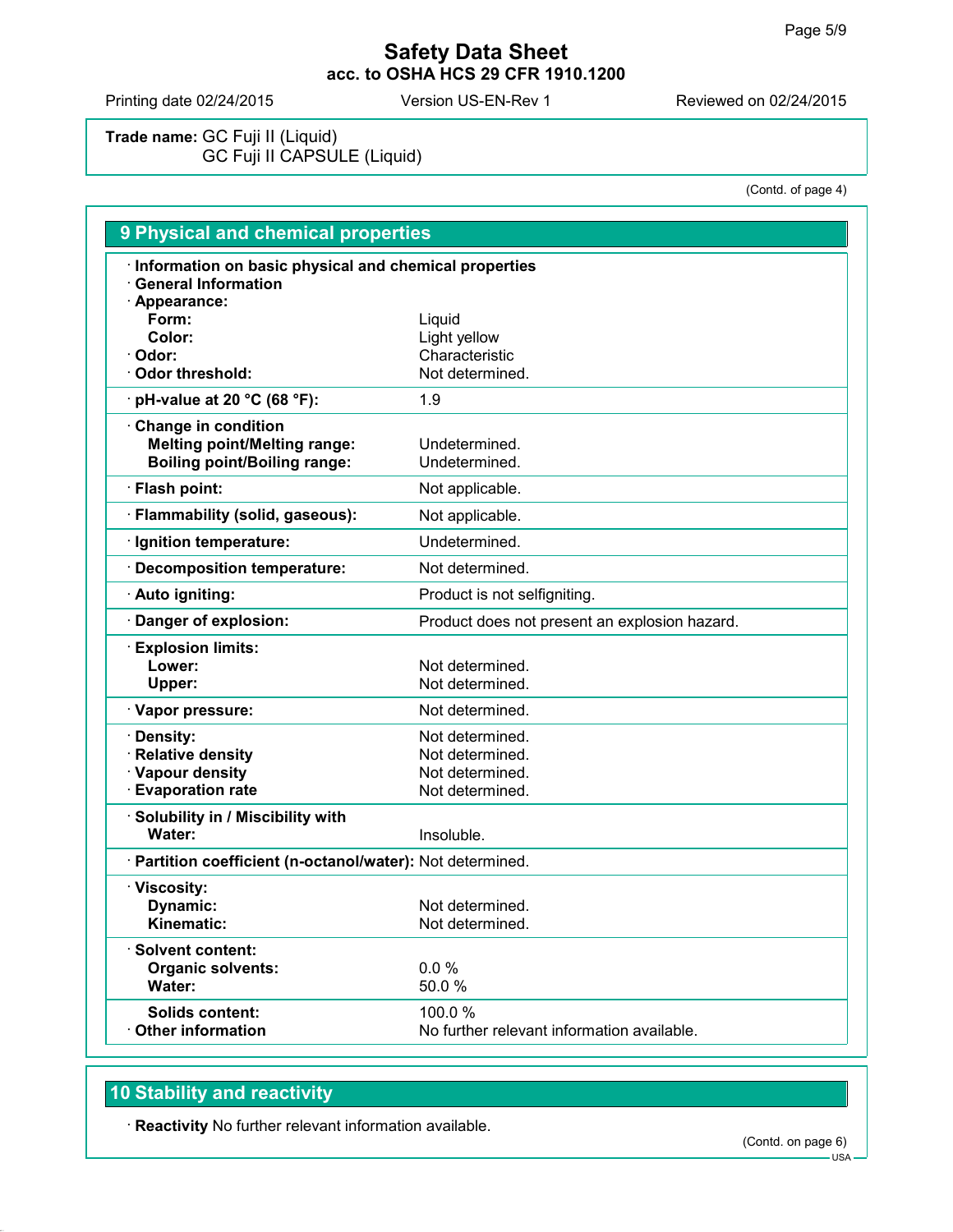**Safety Data Sheet**
**acc. to OSHA HCS 29 CFR 1910.1200**

Printing date 02/24/2015 Version US-EN-Rev 1 Reviewed on 02/24/2015

**Trade name:** GC Fuji II (Liquid)
GC Fuji II CAPSULE (Liquid)

(Contd. of page 4)

## 9 Physical and chemical properties

| Property | Value |
|---|---|
| · **Information on basic physical and chemical properties** | |
| · **General Information** | |
| · **Appearance:** | |
| **Form:** | Liquid |
| **Color:** | Light yellow |
| · **Odor:** | Characteristic |
| · **Odor threshold:** | Not determined. |
| · **pH-value at 20 °C (68 °F):** | 1.9 |
| · **Change in condition** | |
| **Melting point/Melting range:** | Undetermined. |
| **Boiling point/Boiling range:** | Undetermined. |
| · **Flash point:** | Not applicable. |
| · **Flammability (solid, gaseous):** | Not applicable. |
| · **Ignition temperature:** | Undetermined. |
| · **Decomposition temperature:** | Not determined. |
| · **Auto igniting:** | Product is not selfigniting. |
| · **Danger of explosion:** | Product does not present an explosion hazard. |
| · **Explosion limits:** | |
| **Lower:** | Not determined. |
| **Upper:** | Not determined. |
| · **Vapor pressure:** | Not determined. |
| · **Density:** | Not determined. |
| · **Relative density** | Not determined. |
| · **Vapour density** | Not determined. |
| · **Evaporation rate** | Not determined. |
| · **Solubility in / Miscibility with** | |
| **Water:** | Insoluble. |
| · **Partition coefficient (n-octanol/water):** | Not determined. |
| · **Viscosity:** | |
| **Dynamic:** | Not determined. |
| **Kinematic:** | Not determined. |
| · **Solvent content:** | |
| **Organic solvents:** | 0.0 % |
| **Water:** | 50.0 % |
| **Solids content:** | 100.0 % |
| · **Other information** | No further relevant information available. |

## 10 Stability and reactivity

· **Reactivity** No further relevant information available.

(Contd. on page 6)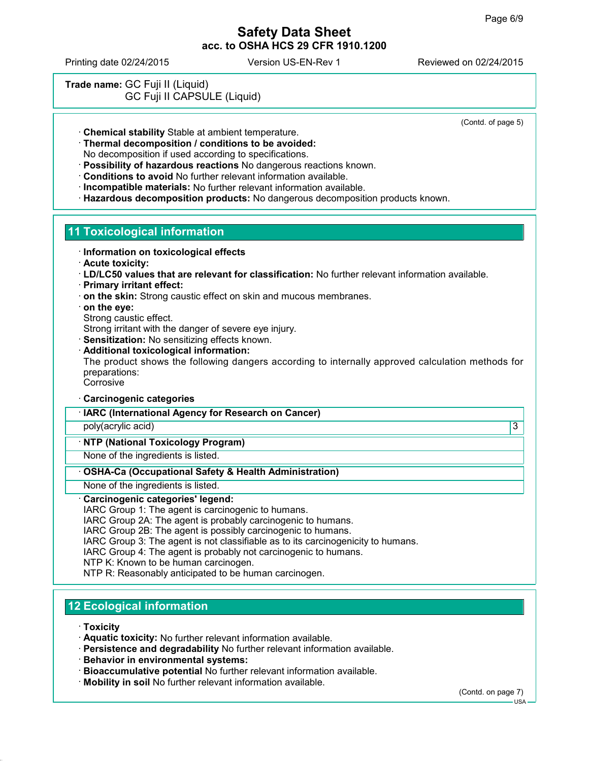**Trade name:** GC Fuji II (Liquid)
GC Fuji II CAPSULE (Liquid)

(Contd. of page 5)

· **Chemical stability** Stable at ambient temperature.
· **Thermal decomposition / conditions to be avoided:**
No decomposition if used according to specifications.
· **Possibility of hazardous reactions** No dangerous reactions known.
· **Conditions to avoid** No further relevant information available.
· **Incompatible materials:** No further relevant information available.
· **Hazardous decomposition products:** No dangerous decomposition products known.

## 11 Toxicological information

· **Information on toxicological effects**
· **Acute toxicity:**
· **LD/LC50 values that are relevant for classification:** No further relevant information available.
· **Primary irritant effect:**
· **on the skin:** Strong caustic effect on skin and mucous membranes.
· **on the eye:**
Strong caustic effect.
Strong irritant with the danger of severe eye injury.
· **Sensitization:** No sensitizing effects known.
· **Additional toxicological information:**
The product shows the following dangers according to internally approved calculation methods for preparations:
Corrosive

· **Carcinogenic categories**

| · **IARC (International Agency for Research on Cancer)** | |
|---|---|
| poly(acrylic acid) | 3 |

| · **NTP (National Toxicology Program)** |
|---|
| None of the ingredients is listed. |

| · **OSHA-Ca (Occupational Safety & Health Administration)** |
|---|
| None of the ingredients is listed. |

· **Carcinogenic categories' legend:**
IARC Group 1: The agent is carcinogenic to humans.
IARC Group 2A: The agent is probably carcinogenic to humans.
IARC Group 2B: The agent is possibly carcinogenic to humans.
IARC Group 3: The agent is not classifiable as to its carcinogenicity to humans.
IARC Group 4: The agent is probably not carcinogenic to humans.
NTP K: Known to be human carcinogen.
NTP R: Reasonably anticipated to be human carcinogen.

## 12 Ecological information

· **Toxicity**
· **Aquatic toxicity:** No further relevant information available.
· **Persistence and degradability** No further relevant information available.
· **Behavior in environmental systems:**
· **Bioaccumulative potential** No further relevant information available.
· **Mobility in soil** No further relevant information available.

(Contd. on page 7)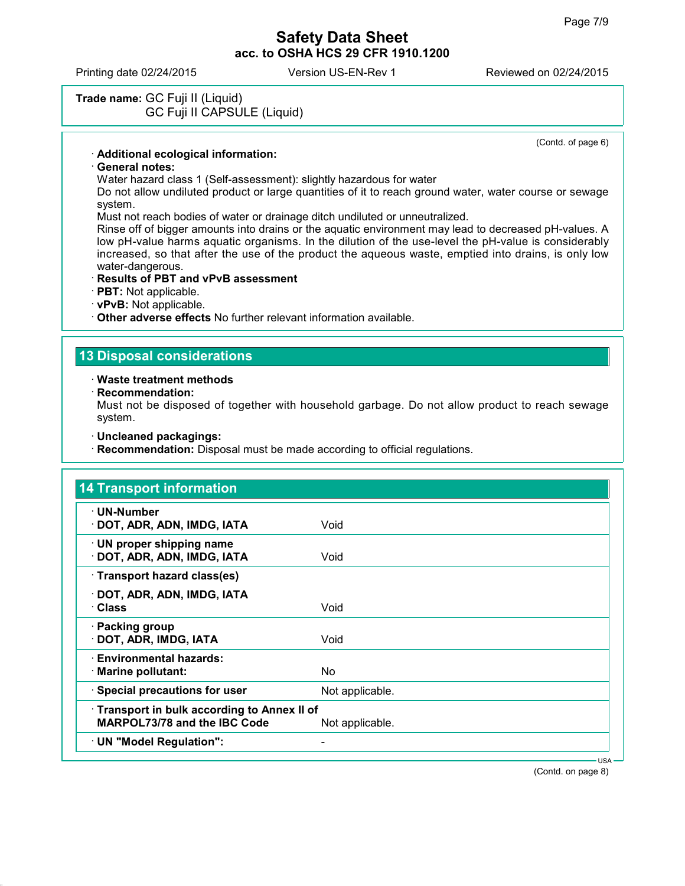**Trade name:** GC Fuji II (Liquid)
GC Fuji II CAPSULE (Liquid)

(Contd. of page 6)

· **Additional ecological information:**
· **General notes:**
Water hazard class 1 (Self-assessment): slightly hazardous for water
Do not allow undiluted product or large quantities of it to reach ground water, water course or sewage system.
Must not reach bodies of water or drainage ditch undiluted or unneutralized.
Rinse off of bigger amounts into drains or the aquatic environment may lead to decreased pH-values. A low pH-value harms aquatic organisms. In the dilution of the use-level the pH-value is considerably increased, so that after the use of the product the aqueous waste, emptied into drains, is only low water-dangerous.
· **Results of PBT and vPvB assessment**
· **PBT:** Not applicable.
· **vPvB:** Not applicable.
· **Other adverse effects** No further relevant information available.

## 13 Disposal considerations

· **Waste treatment methods**
· **Recommendation:**
Must not be disposed of together with household garbage. Do not allow product to reach sewage system.

· **Uncleaned packagings:**
· **Recommendation:** Disposal must be made according to official regulations.

## 14 Transport information

| | |
|---|---|
| · **UN-Number**<br>· **DOT, ADR, ADN, IMDG, IATA** | Void |
| · **UN proper shipping name**<br>· **DOT, ADR, ADN, IMDG, IATA** | Void |
| · **Transport hazard class(es)**<br>· **DOT, ADR, ADN, IMDG, IATA**<br>· **Class** | Void |
| · **Packing group**<br>· **DOT, ADR, IMDG, IATA** | Void |
| · **Environmental hazards:**<br>· **Marine pollutant:** | No |
| · **Special precautions for user** | Not applicable. |
| · **Transport in bulk according to Annex II of MARPOL73/78 and the IBC Code** | Not applicable. |
| · **UN "Model Regulation":** | - |

(Contd. on page 8)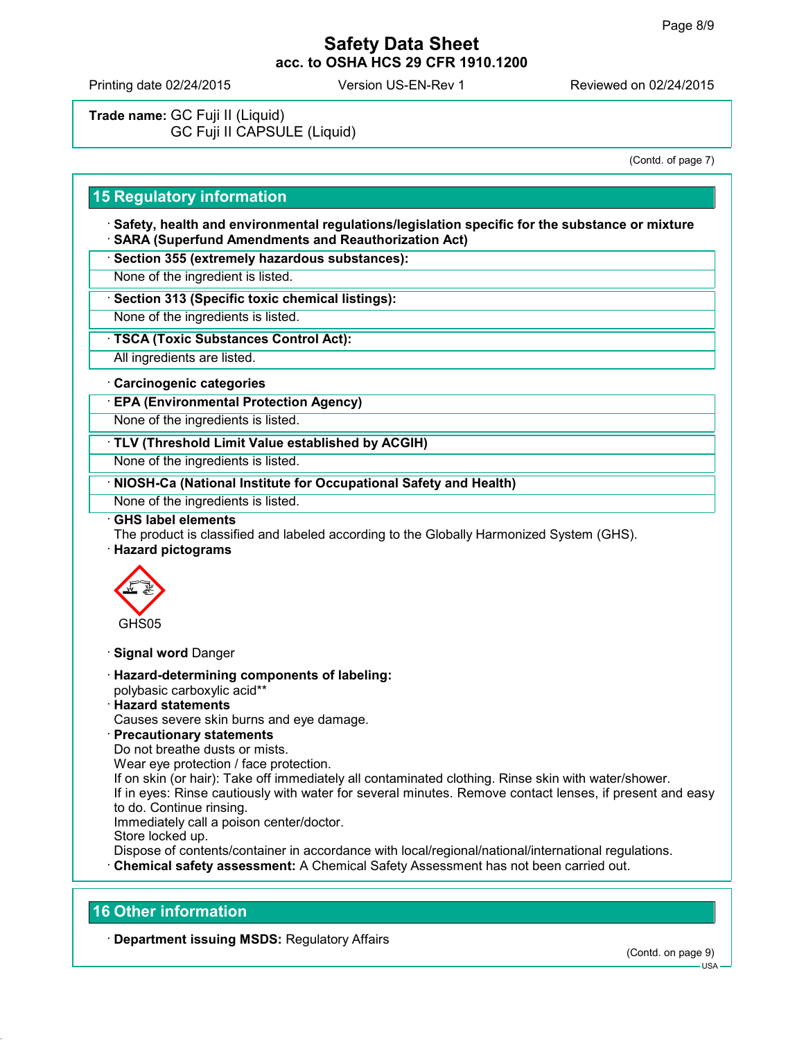**Trade name:** GC Fuji II (Liquid)
GC Fuji II CAPSULE (Liquid)

(Contd. of page 7)

## 15 Regulatory information

· **Safety, health and environmental regulations/legislation specific for the substance or mixture**
· **SARA (Superfund Amendments and Reauthorization Act)**

· **Section 355 (extremely hazardous substances):**
None of the ingredient is listed.

· **Section 313 (Specific toxic chemical listings):**
None of the ingredients is listed.

· **TSCA (Toxic Substances Control Act):**
All ingredients are listed.

· **Carcinogenic categories**

· **EPA (Environmental Protection Agency)**
None of the ingredients is listed.

· **TLV (Threshold Limit Value established by ACGIH)**
None of the ingredients is listed.

· **NIOSH-Ca (National Institute for Occupational Safety and Health)**
None of the ingredients is listed.

· **GHS label elements**
The product is classified and labeled according to the Globally Harmonized System (GHS).
· **Hazard pictograms**

GHS05

· **Signal word** Danger

· **Hazard-determining components of labeling:**
polybasic carboxylic acid**
· **Hazard statements**
Causes severe skin burns and eye damage.
· **Precautionary statements**
Do not breathe dusts or mists.
Wear eye protection / face protection.
If on skin (or hair): Take off immediately all contaminated clothing. Rinse skin with water/shower.
If in eyes: Rinse cautiously with water for several minutes. Remove contact lenses, if present and easy to do. Continue rinsing.
Immediately call a poison center/doctor.
Store locked up.
Dispose of contents/container in accordance with local/regional/national/international regulations.
· **Chemical safety assessment:** A Chemical Safety Assessment has not been carried out.

## 16 Other information

· **Department issuing MSDS:** Regulatory Affairs

(Contd. on page 9)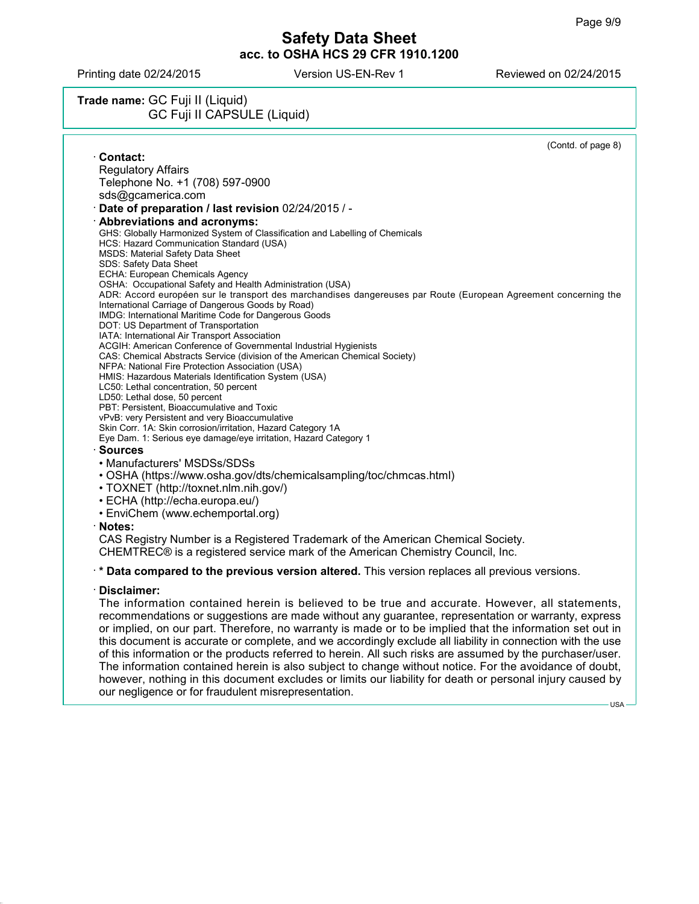**Trade name:** GC Fuji II (Liquid)
GC Fuji II CAPSULE (Liquid)

(Contd. of page 8)

· **Contact:**
Regulatory Affairs
Telephone No. +1 (708) 597-0900
sds@gcamerica.com

· **Date of preparation / last revision** 02/24/2015 / -

· **Abbreviations and acronyms:**
GHS: Globally Harmonized System of Classification and Labelling of Chemicals
HCS: Hazard Communication Standard (USA)
MSDS: Material Safety Data Sheet
SDS: Safety Data Sheet
ECHA: European Chemicals Agency
OSHA: Occupational Safety and Health Administration (USA)
ADR: Accord européen sur le transport des marchandises dangereuses par Route (European Agreement concerning the International Carriage of Dangerous Goods by Road)
IMDG: International Maritime Code for Dangerous Goods
DOT: US Department of Transportation
IATA: International Air Transport Association
ACGIH: American Conference of Governmental Industrial Hygienists
CAS: Chemical Abstracts Service (division of the American Chemical Society)
NFPA: National Fire Protection Association (USA)
HMIS: Hazardous Materials Identification System (USA)
LC50: Lethal concentration, 50 percent
LD50: Lethal dose, 50 percent
PBT: Persistent, Bioaccumulative and Toxic
vPvB: very Persistent and very Bioaccumulative
Skin Corr. 1A: Skin corrosion/irritation, Hazard Category 1A
Eye Dam. 1: Serious eye damage/eye irritation, Hazard Category 1

· **Sources**
- Manufacturers' MSDSs/SDSs
- OSHA (https://www.osha.gov/dts/chemicalsampling/toc/chmcas.html)
- TOXNET (http://toxnet.nlm.nih.gov/)
- ECHA (http://echa.europa.eu/)
- EnviChem (www.echemportal.org)

· **Notes:**
CAS Registry Number is a Registered Trademark of the American Chemical Society.
CHEMTREC® is a registered service mark of the American Chemistry Council, Inc.

· *** Data compared to the previous version altered.** This version replaces all previous versions.

· **Disclaimer:**
The information contained herein is believed to be true and accurate. However, all statements, recommendations or suggestions are made without any guarantee, representation or warranty, express or implied, on our part. Therefore, no warranty is made or to be implied that the information set out in this document is accurate or complete, and we accordingly exclude all liability in connection with the use of this information or the products referred to herein. All such risks are assumed by the purchaser/user. The information contained herein is also subject to change without notice. For the avoidance of doubt, however, nothing in this document excludes or limits our liability for death or personal injury caused by our negligence or for fraudulent misrepresentation.

USA